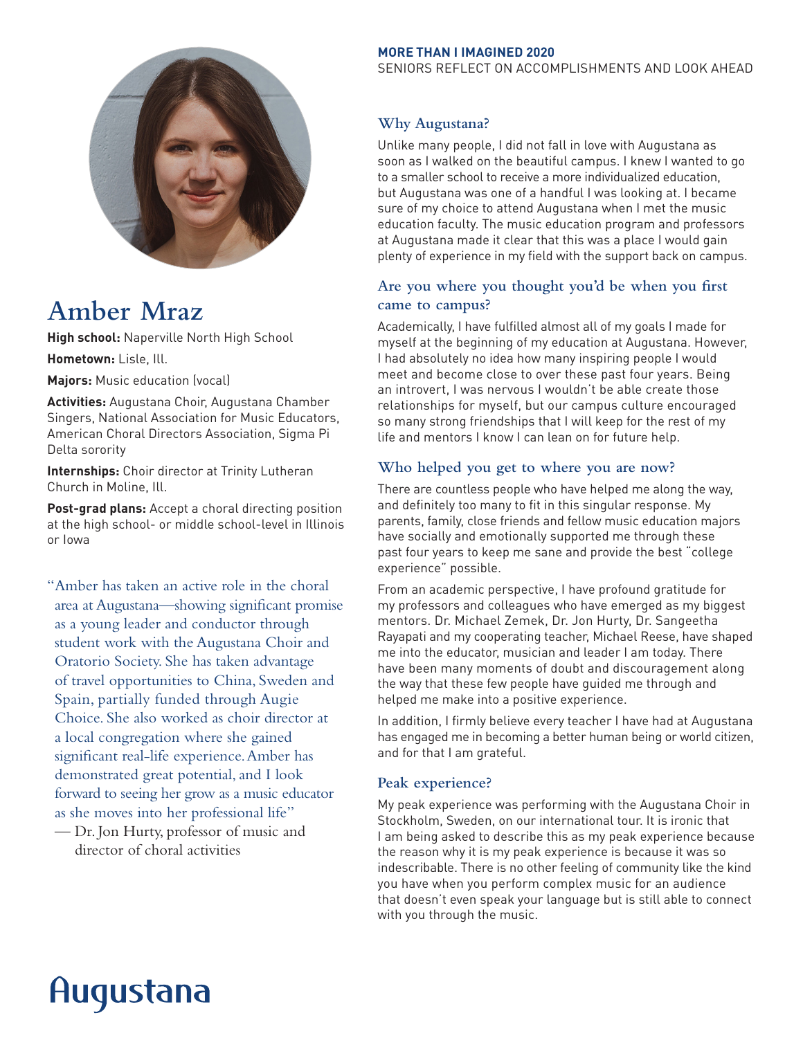**MORE THAN I IMAGINED 2020**
SENIORS REFLECT ON ACCOMPLISHMENTS AND LOOK AHEAD

# Amber Mraz

**High school:** Naperville North High School

**Hometown:** Lisle, Ill.

**Majors:** Music education (vocal)

**Activities:** Augustana Choir, Augustana Chamber Singers, National Association for Music Educators, American Choral Directors Association, Sigma Pi Delta sorority

**Internships:** Choir director at Trinity Lutheran Church in Moline, Ill.

**Post-grad plans:** Accept a choral directing position at the high school- or middle school-level in Illinois or Iowa

"Amber has taken an active role in the choral area at Augustana—showing significant promise as a young leader and conductor through student work with the Augustana Choir and Oratorio Society. She has taken advantage of travel opportunities to China, Sweden and Spain, partially funded through Augie Choice. She also worked as choir director at a local congregation where she gained significant real-life experience. Amber has demonstrated great potential, and I look forward to seeing her grow as a music educator as she moves into her professional life"

— Dr. Jon Hurty, professor of music and director of choral activities

## Why Augustana?

Unlike many people, I did not fall in love with Augustana as soon as I walked on the beautiful campus. I knew I wanted to go to a smaller school to receive a more individualized education, but Augustana was one of a handful I was looking at. I became sure of my choice to attend Augustana when I met the music education faculty. The music education program and professors at Augustana made it clear that this was a place I would gain plenty of experience in my field with the support back on campus.

## Are you where you thought you'd be when you first came to campus?

Academically, I have fulfilled almost all of my goals I made for myself at the beginning of my education at Augustana. However, I had absolutely no idea how many inspiring people I would meet and become close to over these past four years. Being an introvert, I was nervous I wouldn't be able create those relationships for myself, but our campus culture encouraged so many strong friendships that I will keep for the rest of my life and mentors I know I can lean on for future help.

## Who helped you get to where you are now?

There are countless people who have helped me along the way, and definitely too many to fit in this singular response. My parents, family, close friends and fellow music education majors have socially and emotionally supported me through these past four years to keep me sane and provide the best "college experience" possible.

From an academic perspective, I have profound gratitude for my professors and colleagues who have emerged as my biggest mentors. Dr. Michael Zemek, Dr. Jon Hurty, Dr. Sangeetha Rayapati and my cooperating teacher, Michael Reese, have shaped me into the educator, musician and leader I am today. There have been many moments of doubt and discouragement along the way that these few people have guided me through and helped me make into a positive experience.

In addition, I firmly believe every teacher I have had at Augustana has engaged me in becoming a better human being or world citizen, and for that I am grateful.

## Peak experience?

My peak experience was performing with the Augustana Choir in Stockholm, Sweden, on our international tour. It is ironic that I am being asked to describe this as my peak experience because the reason why it is my peak experience is because it was so indescribable. There is no other feeling of community like the kind you have when you perform complex music for an audience that doesn't even speak your language but is still able to connect with you through the music.

Augustana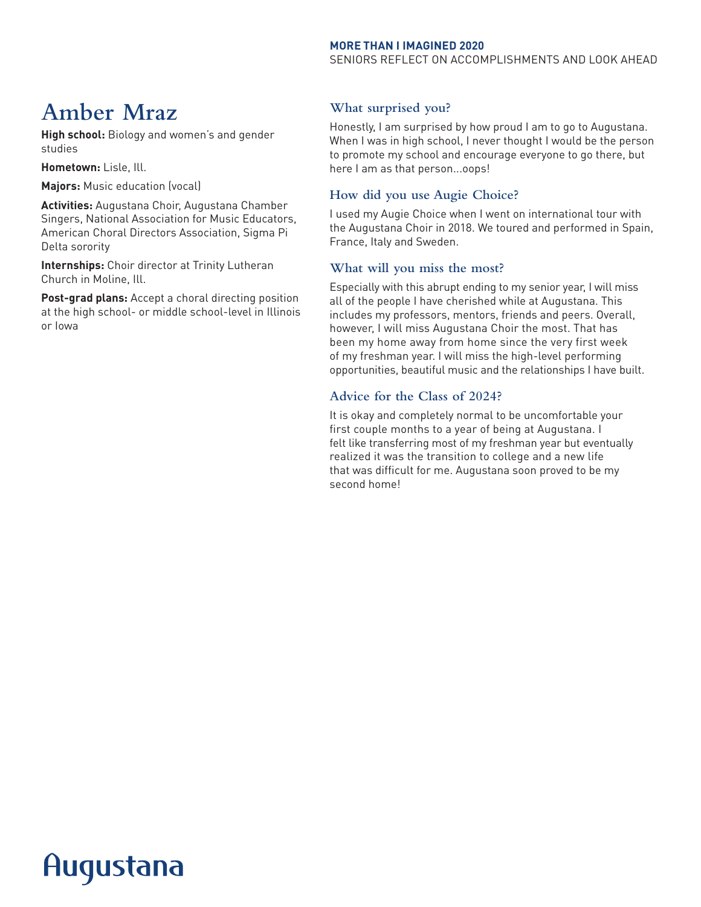# Amber Mraz

**High school:** Biology and women's and gender studies

**Hometown:** Lisle, Ill.

**Majors:** Music education (vocal)

**Activities:** Augustana Choir, Augustana Chamber Singers, National Association for Music Educators, American Choral Directors Association, Sigma Pi Delta sorority

**Internships:** Choir director at Trinity Lutheran Church in Moline, Ill.

**Post-grad plans:** Accept a choral directing position at the high school- or middle school-level in Illinois or Iowa

### What surprised you?

Honestly, I am surprised by how proud I am to go to Augustana. When I was in high school, I never thought I would be the person to promote my school and encourage everyone to go there, but here I am as that person...oops!

### How did you use Augie Choice?

I used my Augie Choice when I went on international tour with the Augustana Choir in 2018. We toured and performed in Spain, France, Italy and Sweden.

### What will you miss the most?

Especially with this abrupt ending to my senior year, I will miss all of the people I have cherished while at Augustana. This includes my professors, mentors, friends and peers. Overall, however, I will miss Augustana Choir the most. That has been my home away from home since the very first week of my freshman year. I will miss the high-level performing opportunities, beautiful music and the relationships I have built.

### Advice for the Class of 2024?

It is okay and completely normal to be uncomfortable your first couple months to a year of being at Augustana. I felt like transferring most of my freshman year but eventually realized it was the transition to college and a new life that was difficult for me. Augustana soon proved to be my second home!